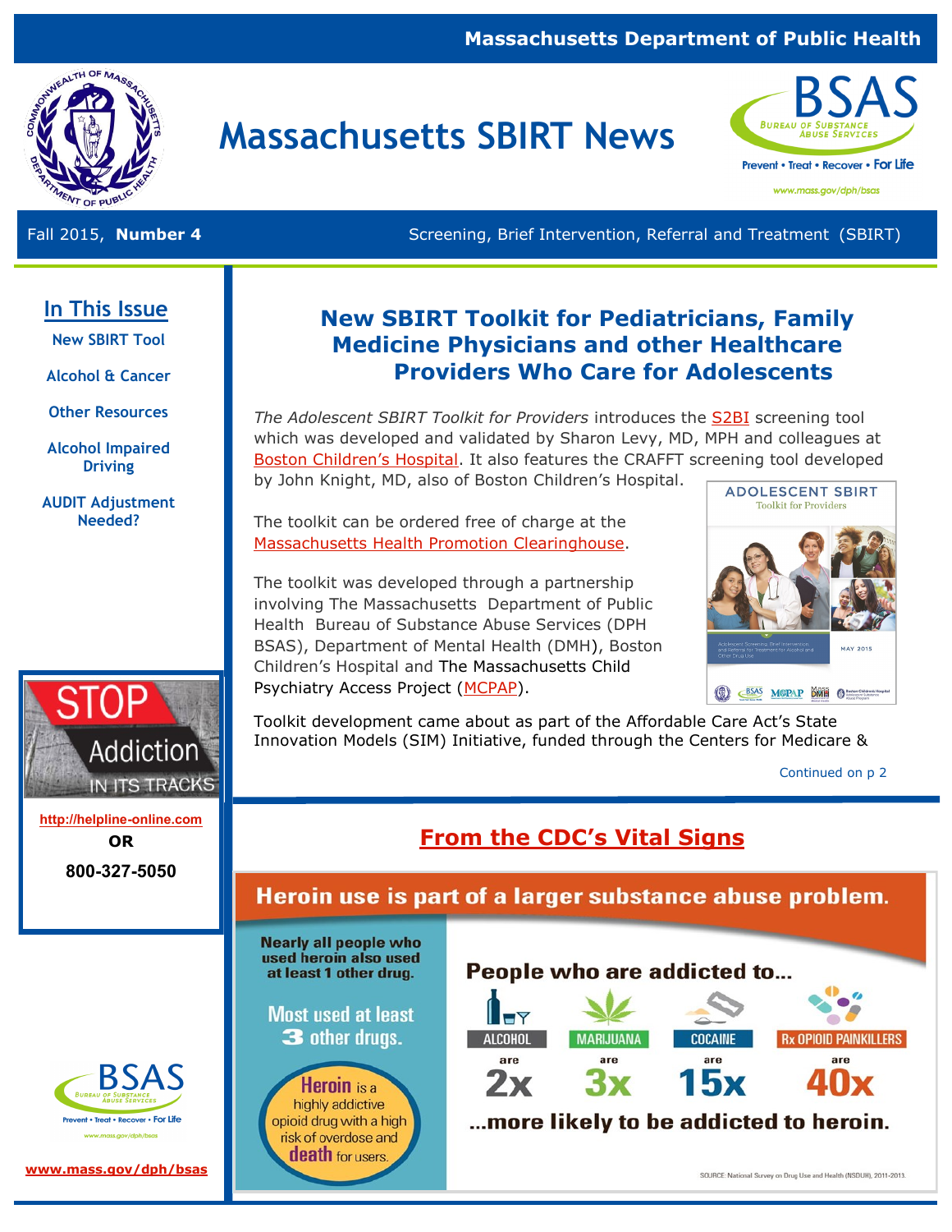Massachusetts Department of Public Health

# Massachusetts SBIRT News

BUREAU OF SUBSTANCE ABUSE SERVICES
Prevent • Treat • Recover • For Life
www.mass.gov/dph/bsas

Fall 2015, **Number 4** | Screening, Brief Intervention, Referral and Treatment (SBIRT)

## In This Issue

- New SBIRT Tool
- Alcohol & Cancer
- Other Resources
- Alcohol Impaired Driving
- AUDIT Adjustment Needed?

## New SBIRT Toolkit for Pediatricians, Family Medicine Physicians and other Healthcare Providers Who Care for Adolescents

*The Adolescent SBIRT Toolkit for Providers* introduces the S2BI screening tool which was developed and validated by Sharon Levy, MD, MPH and colleagues at Boston Children's Hospital. It also features the CRAFFT screening tool developed by John Knight, MD, also of Boston Children's Hospital.

The toolkit can be ordered free of charge at the Massachusetts Health Promotion Clearinghouse.

The toolkit was developed through a partnership involving The Massachusetts Department of Public Health Bureau of Substance Abuse Services (DPH BSAS), Department of Mental Health (DMH), Boston Children's Hospital and The Massachusetts Child Psychiatry Access Project (MCPAP).

Toolkit development came about as part of the Affordable Care Act's State Innovation Models (SIM) Initiative, funded through the Centers for Medicare &

Continued on p 2

## From the CDC's Vital Signs

### Heroin use is part of a larger substance abuse problem.

Nearly all people who used heroin also used at least 1 other drug.

Most used at least 3 other drugs.

Heroin is a highly addictive opioid drug with a high risk of overdose and death for users.

People who are addicted to...

| ALCOHOL | MARIJUANA | COCAINE | Rx OPIOID PAINKILLERS |
|---|---|---|---|
| are 2x | are 3x | are 15x | are 40x |

...more likely to be addicted to heroin.

SOURCE: National Survey on Drug Use and Health (NSDUH), 2011-2013.

STOP Addiction IN ITS TRACKS

http://helpline-online.com

OR

800-327-5050

www.mass.gov/dph/bsas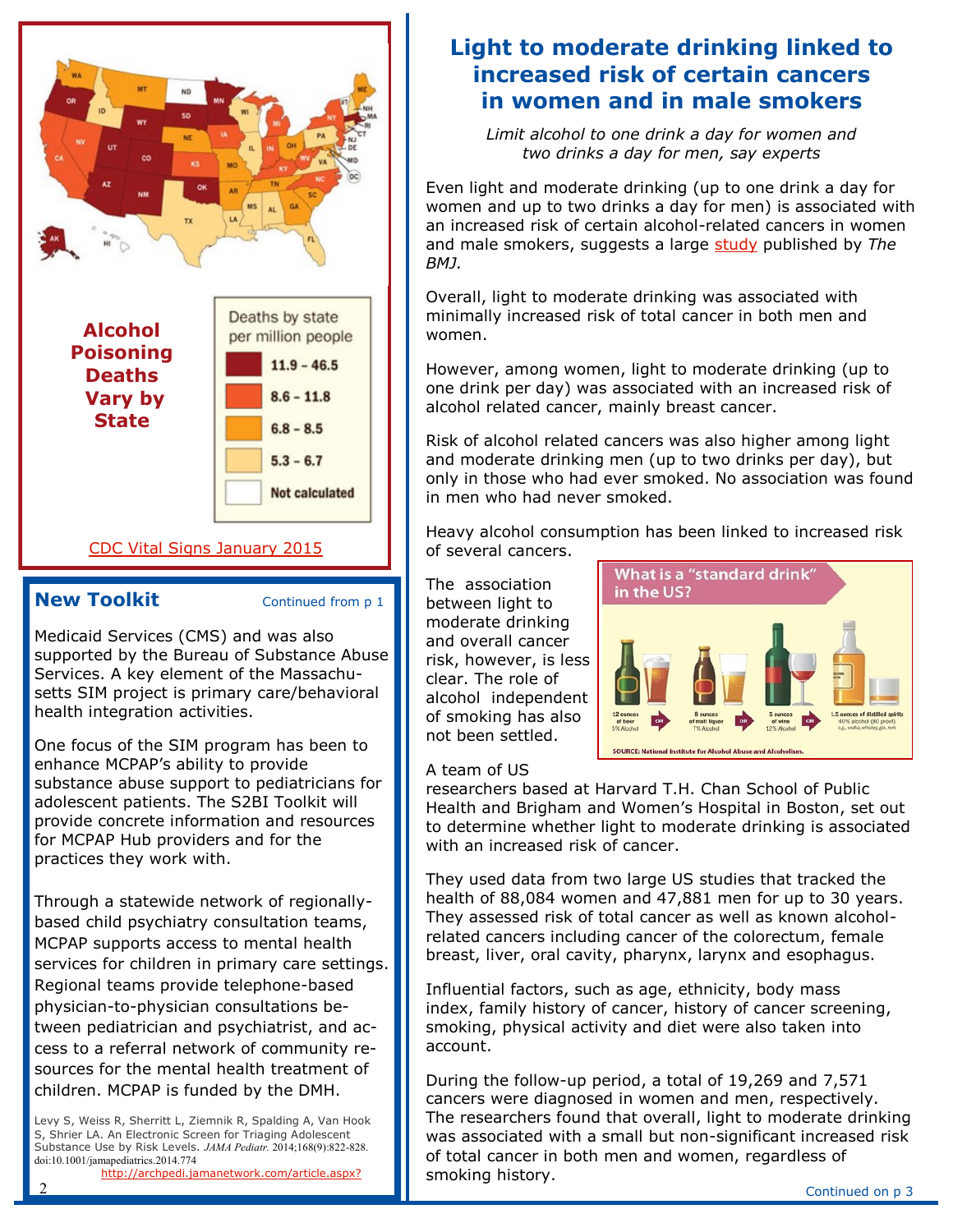## Alcohol Poisoning Deaths Vary by State

| Deaths by state per million people |
| --- |
| 11.9 - 46.5 |
| 8.6 - 11.8 |
| 6.8 - 8.5 |
| 5.3 - 6.7 |
| Not calculated |

CDC Vital Signs January 2015

## New Toolkit

Continued from p 1

Medicaid Services (CMS) and was also supported by the Bureau of Substance Abuse Services. A key element of the Massachusetts SIM project is primary care/behavioral health integration activities.

One focus of the SIM program has been to enhance MCPAP's ability to provide substance abuse support to pediatricians for adolescent patients. The S2BI Toolkit will provide concrete information and resources for MCPAP Hub providers and for the practices they work with.

Through a statewide network of regionally-based child psychiatry consultation teams, MCPAP supports access to mental health services for children in primary care settings. Regional teams provide telephone-based physician-to-physician consultations between pediatrician and psychiatrist, and access to a referral network of community resources for the mental health treatment of children. MCPAP is funded by the DMH.

Levy S, Weiss R, Sherritt L, Ziemnik R, Spalding A, Van Hook S, Shrier LA. An Electronic Screen for Triaging Adolescent Substance Use by Risk Levels. *JAMA Pediatr.* 2014;168(9):822-828. doi:10.1001/jamapediatrics.2014.774
http://archpedi.jamanetwork.com/article.aspx?

# Light to moderate drinking linked to increased risk of certain cancers in women and in male smokers

*Limit alcohol to one drink a day for women and two drinks a day for men, say experts*

Even light and moderate drinking (up to one drink a day for women and up to two drinks a day for men) is associated with an increased risk of certain alcohol-related cancers in women and male smokers, suggests a large study published by *The BMJ.*

Overall, light to moderate drinking was associated with minimally increased risk of total cancer in both men and women.

However, among women, light to moderate drinking (up to one drink per day) was associated with an increased risk of alcohol related cancer, mainly breast cancer.

Risk of alcohol related cancers was also higher among light and moderate drinking men (up to two drinks per day), but only in those who had ever smoked. No association was found in men who had never smoked.

Heavy alcohol consumption has been linked to increased risk of several cancers.

**What is a "standard drink" in the US?**

12 ounces of beer (5% Alcohol) OR 8 ounces of malt liquor (7% Alcohol) OR 5 ounces of wine (12% Alcohol) OR 1.5 ounces of distilled spirits (40% alcohol (80 proof), e.g., vodka, whiskey, gin, rum)

SOURCE: National Institute for Alcohol Abuse and Alcoholism.

The association between light to moderate drinking and overall cancer risk, however, is less clear. The role of alcohol independent of smoking has also not been settled.

A team of US researchers based at Harvard T.H. Chan School of Public Health and Brigham and Women's Hospital in Boston, set out to determine whether light to moderate drinking is associated with an increased risk of cancer.

They used data from two large US studies that tracked the health of 88,084 women and 47,881 men for up to 30 years. They assessed risk of total cancer as well as known alcohol-related cancers including cancer of the colorectum, female breast, liver, oral cavity, pharynx, larynx and esophagus.

Influential factors, such as age, ethnicity, body mass index, family history of cancer, history of cancer screening, smoking, physical activity and diet were also taken into account.

During the follow-up period, a total of 19,269 and 7,571 cancers were diagnosed in women and men, respectively. The researchers found that overall, light to moderate drinking was associated with a small but non-significant increased risk of total cancer in both men and women, regardless of smoking history.

Continued on p 3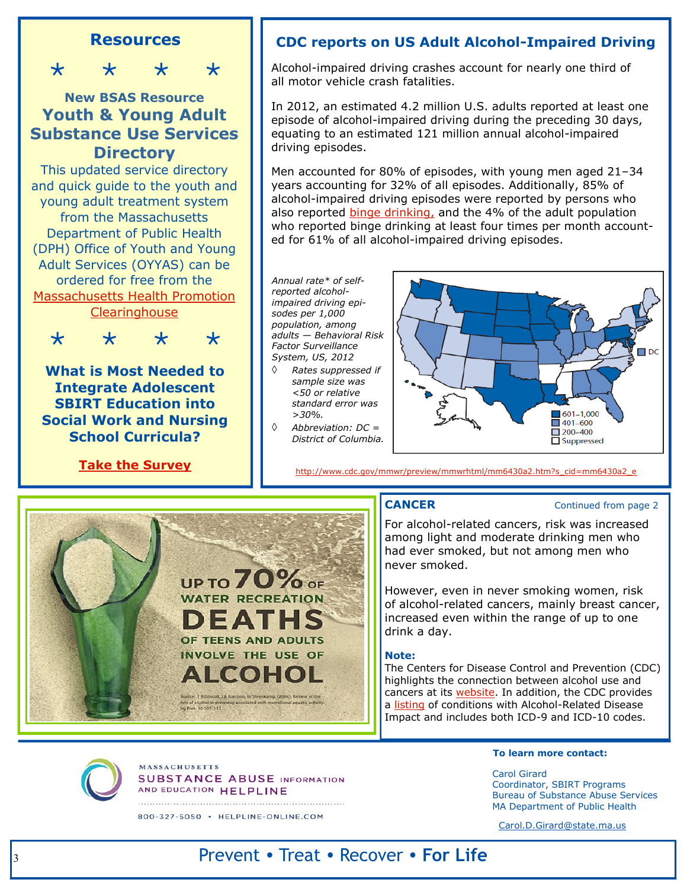## Resources

\*  \*  \*  \*

**New BSAS Resource**

### Youth & Young Adult Substance Use Services Directory

This updated service directory and quick guide to the youth and young adult treatment system from the Massachusetts Department of Public Health (DPH) Office of Youth and Young Adult Services (OYYAS) can be ordered for free from the Massachusetts Health Promotion Clearinghouse

\*  \*  \*  \*

**What is Most Needed to Integrate Adolescent SBIRT Education into Social Work and Nursing School Curricula?**

**Take the Survey**

## CDC reports on US Adult Alcohol-Impaired Driving

Alcohol-impaired driving crashes account for nearly one third of all motor vehicle crash fatalities.

In 2012, an estimated 4.2 million U.S. adults reported at least one episode of alcohol-impaired driving during the preceding 30 days, equating to an estimated 121 million annual alcohol-impaired driving episodes.

Men accounted for 80% of episodes, with young men aged 21–34 years accounting for 32% of all episodes. Additionally, 85% of alcohol-impaired driving episodes were reported by persons who also reported binge drinking, and the 4% of the adult population who reported binge drinking at least four times per month accounted for 61% of all alcohol-impaired driving episodes.

*Annual rate\* of self-reported alcohol-impaired driving episodes per 1,000 population, among adults — Behavioral Risk Factor Surveillance System, US, 2012*

- ◊ *Rates suppressed if sample size was <50 or relative standard error was >30%.*
- ◊ *Abbreviation: DC = District of Columbia.*

Legend: 601–1,000; 401–600; 200–400; Suppressed; DC

http://www.cdc.gov/mmwr/preview/mmwrhtml/mm6430a2.htm?s_cid=mm6430a2_e

UP TO 70% OF WATER RECREATION DEATHS OF TEENS AND ADULTS INVOLVE THE USE OF ALCOHOL

Source: T Driscoll, J A Harrison, M Steenkamp (2004). Review of the role of alcohol in drowning associated with recreational aquatic activity. Inj Prev. 10:107-113.

## CANCER

Continued from page 2

For alcohol-related cancers, risk was increased among light and moderate drinking men who had ever smoked, but not among men who never smoked.

However, even in never smoking women, risk of alcohol-related cancers, mainly breast cancer, increased even within the range of up to one drink a day.

**Note:**

The Centers for Disease Control and Prevention (CDC) highlights the connection between alcohol use and cancers at its website. In addition, the CDC provides a listing of conditions with Alcohol-Related Disease Impact and includes both ICD-9 and ICD-10 codes.

MASSACHUSETTS SUBSTANCE ABUSE INFORMATION AND EDUCATION HELPLINE

800-327-5050 • HELPLINE-ONLINE.COM

**To learn more contact:**

Carol Girard
Coordinator, SBIRT Programs
Bureau of Substance Abuse Services
MA Department of Public Health

Carol.D.Girard@state.ma.us

Prevent • Treat • Recover • **For Life**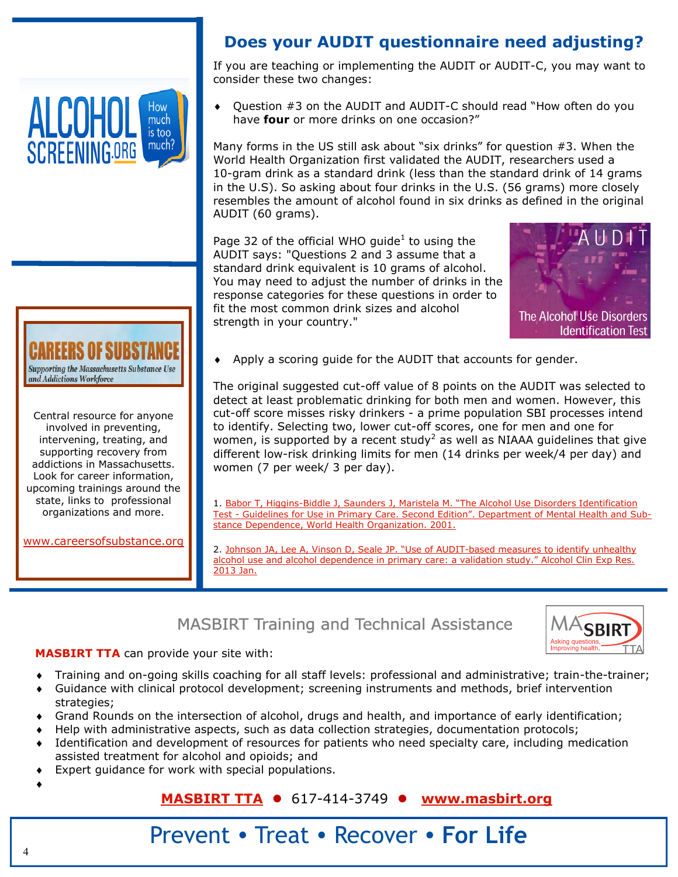## Does your AUDIT questionnaire need adjusting?

If you are teaching or implementing the AUDIT or AUDIT-C, you may want to consider these two changes:

- Question #3 on the AUDIT and AUDIT-C should read "How often do you have **four** or more drinks on one occasion?"

Many forms in the US still ask about "six drinks" for question #3. When the World Health Organization first validated the AUDIT, researchers used a 10-gram drink as a standard drink (less than the standard drink of 14 grams in the U.S). So asking about four drinks in the U.S. (56 grams) more closely resembles the amount of alcohol found in six drinks as defined in the original AUDIT (60 grams).

Page 32 of the official WHO guide[1] to using the AUDIT says: "Questions 2 and 3 assume that a standard drink equivalent is 10 grams of alcohol. You may need to adjust the number of drinks in the response categories for these questions in order to fit the most common drink sizes and alcohol strength in your country."

AUDIT
The Alcohol Use Disorders Identification Test

- Apply a scoring guide for the AUDIT that accounts for gender.

The original suggested cut-off value of 8 points on the AUDIT was selected to detect at least problematic drinking for both men and women. However, this cut-off score misses risky drinkers - a prime population SBI processes intend to identify. Selecting two, lower cut-off scores, one for men and one for women, is supported by a recent study[2] as well as NIAAA guidelines that give different low-risk drinking limits for men (14 drinks per week/4 per day) and women (7 per week/ 3 per day).

1. Babor T, Higgins-Biddle J, Saunders J, Maristela M. "The Alcohol Use Disorders Identification Test - Guidelines for Use in Primary Care. Second Edition". Department of Mental Health and Substance Dependence, World Health Organization. 2001.

2. Johnson JA, Lee A, Vinson D, Seale JP. "Use of AUDIT-based measures to identify unhealthy alcohol use and alcohol dependence in primary care: a validation study." Alcohol Clin Exp Res. 2013 Jan.

ALCOHOL SCREENING.ORG — How much is too much?

**CAREERS OF SUBSTANCE**
*Supporting the Massachusetts Substance Use and Addictions Workforce*

Central resource for anyone involved in preventing, intervening, treating, and supporting recovery from addictions in Massachusetts. Look for career information, upcoming trainings around the state, links to professional organizations and more.

www.careersofsubstance.org

### MASBIRT Training and Technical Assistance

MASBIRT TTA — Asking questions, Improving health.

**MASBIRT TTA** can provide your site with:

- Training and on-going skills coaching for all staff levels: professional and administrative; train-the-trainer;
- Guidance with clinical protocol development; screening instruments and methods, brief intervention strategies;
- Grand Rounds on the intersection of alcohol, drugs and health, and importance of early identification;
- Help with administrative aspects, such as data collection strategies, documentation protocols;
- Identification and development of resources for patients who need specialty care, including medication assisted treatment for alcohol and opioids; and
- Expert guidance for work with special populations.

**MASBIRT TTA** • 617-414-3749 • **www.masbirt.org**

Prevent • Treat • Recover • **For Life**